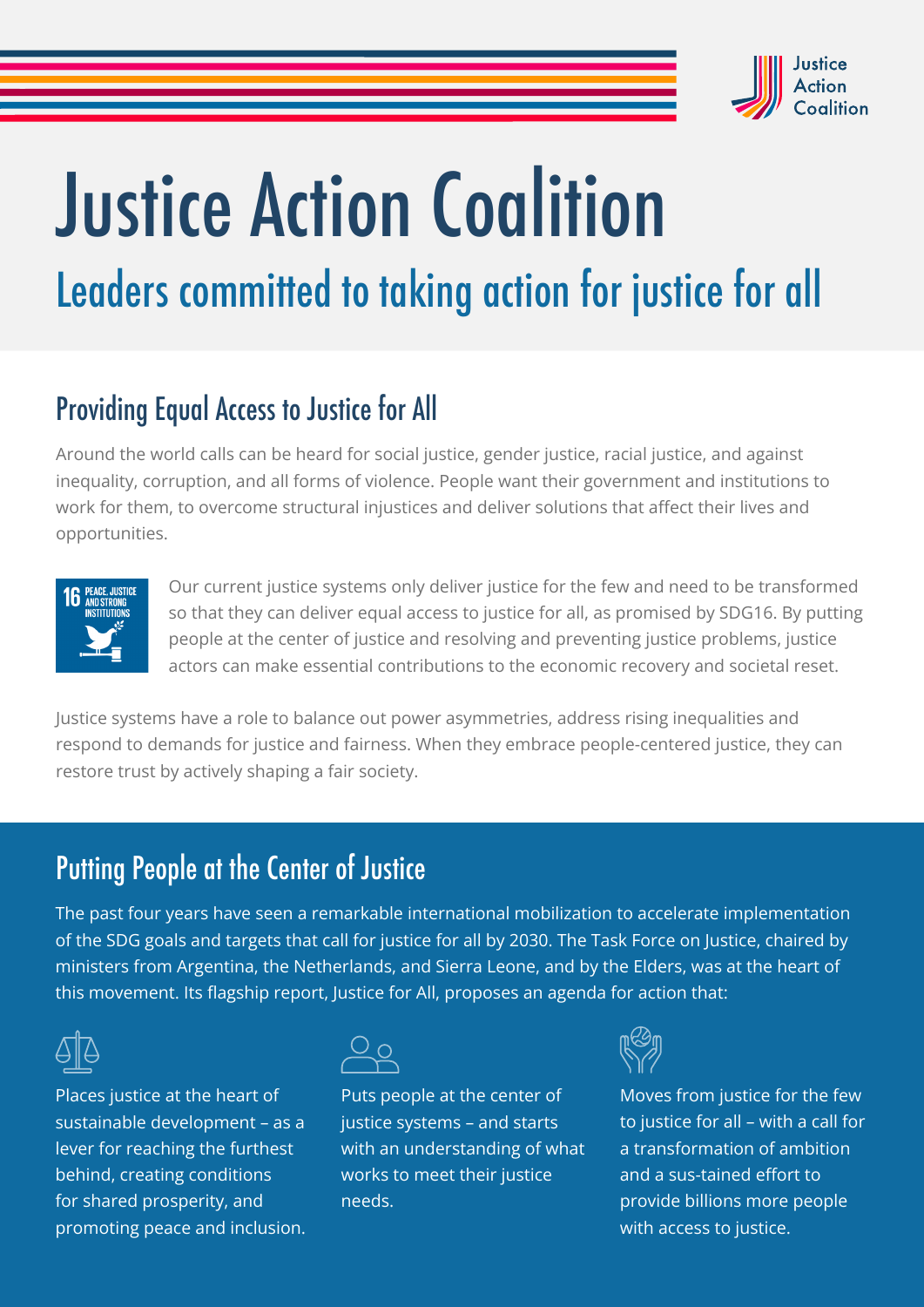# Justice Action Coalition

## Leaders committed to taking action for justice for all

## Providing Equal Access to Justice for All

Around the world calls can be heard for social justice, gender justice, racial justice, and against inequality, corruption, and all forms of violence. People want their government and institutions to work for them, to overcome structural injustices and deliver solutions that affect their lives and opportunities.

Our current justice systems only deliver justice for the few and need to be transformed so that they can deliver equal access to justice for all, as promised by SDG16. By putting people at the center of justice and resolving and preventing justice problems, justice actors can make essential contributions to the economic recovery and societal reset.

Justice systems have a role to balance out power asymmetries, address rising inequalities and respond to demands for justice and fairness. When they embrace people-centered justice, they can restore trust by actively shaping a fair society.

## Putting People at the Center of Justice

The past four years have seen a remarkable international mobilization to accelerate implementation of the SDG goals and targets that call for justice for all by 2030. The Task Force on Justice, chaired by ministers from Argentina, the Netherlands, and Sierra Leone, and by the Elders, was at the heart of this movement. Its flagship report, Justice for All, proposes an agenda for action that:

- Places justice at the heart of sustainable development – as a lever for reaching the furthest behind, creating conditions for shared prosperity, and promoting peace and inclusion.
- Puts people at the center of justice systems – and starts with an understanding of what works to meet their justice needs.
- Moves from justice for the few to justice for all – with a call for a transformation of ambition and a sus-tained effort to provide billions more people with access to justice.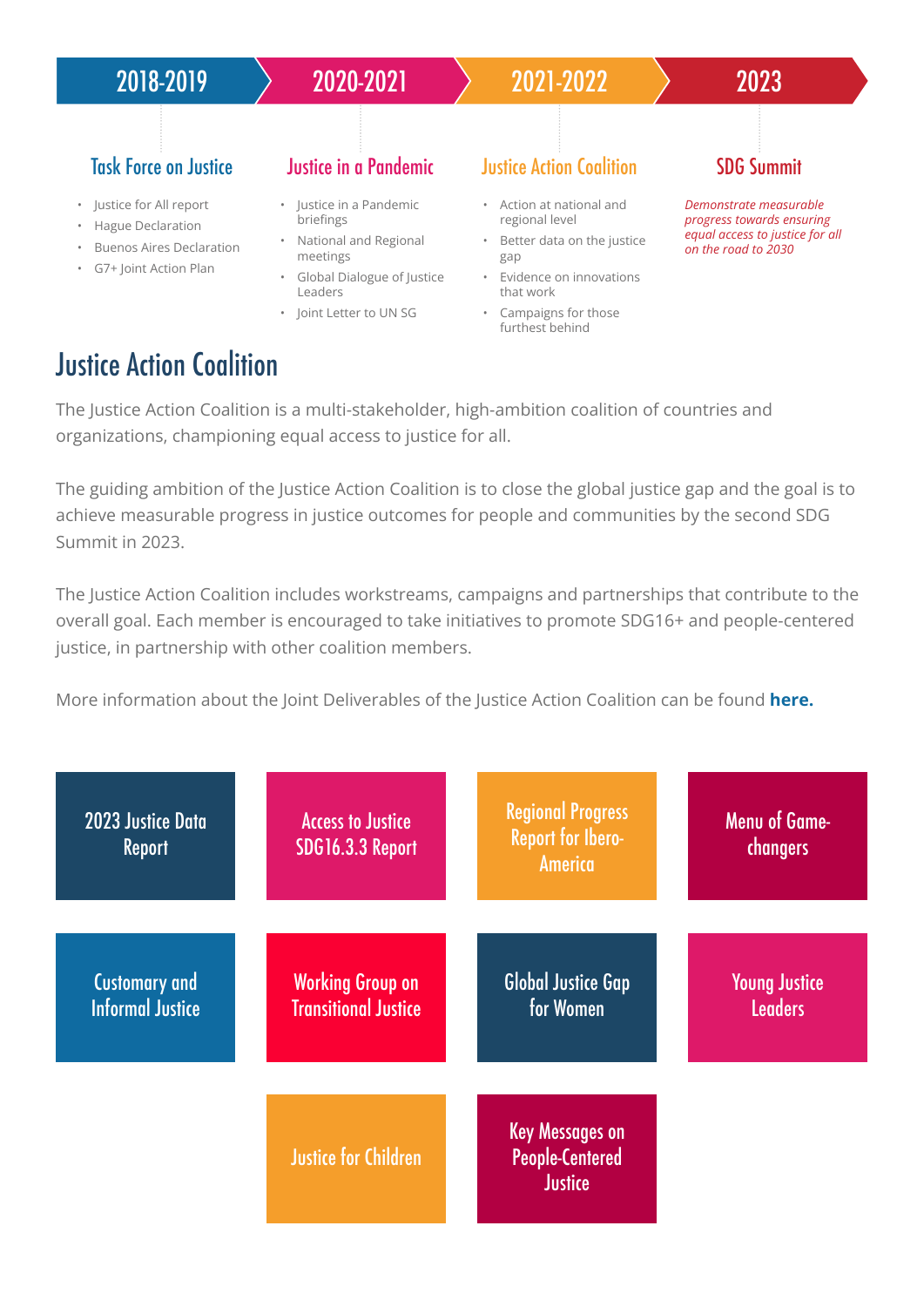**2018-2019**

### Task Force on Justice

- Justice for All report
- Hague Declaration
- Buenos Aires Declaration
- G7+ Joint Action Plan

**2020-2021**

### Justice in a Pandemic

- Justice in a Pandemic briefings
- National and Regional meetings
- Global Dialogue of Justice Leaders
- Joint Letter to UN SG

**2021-2022**

### Justice Action Coalition

- Action at national and regional level
- Better data on the justice gap
- Evidence on innovations that work
- Campaigns for those furthest behind

**2023**

### SDG Summit

*Demonstrate measurable progress towards ensuring equal access to justice for all on the road to 2030*

## Justice Action Coalition

The Justice Action Coalition is a multi-stakeholder, high-ambition coalition of countries and organizations, championing equal access to justice for all.

The guiding ambition of the Justice Action Coalition is to close the global justice gap and the goal is to achieve measurable progress in justice outcomes for people and communities by the second SDG Summit in 2023.

The Justice Action Coalition includes workstreams, campaigns and partnerships that contribute to the overall goal. Each member is encouraged to take initiatives to promote SDG16+ and people-centered justice, in partnership with other coalition members.

More information about the Joint Deliverables of the Justice Action Coalition can be found **here.**

- 2023 Justice Data Report
- Access to Justice SDG16.3.3 Report
- Regional Progress Report for Ibero-America
- Menu of Game-changers
- Customary and Informal Justice
- Working Group on Transitional Justice
- Global Justice Gap for Women
- Young Justice Leaders
- Justice for Children
- Key Messages on People-Centered Justice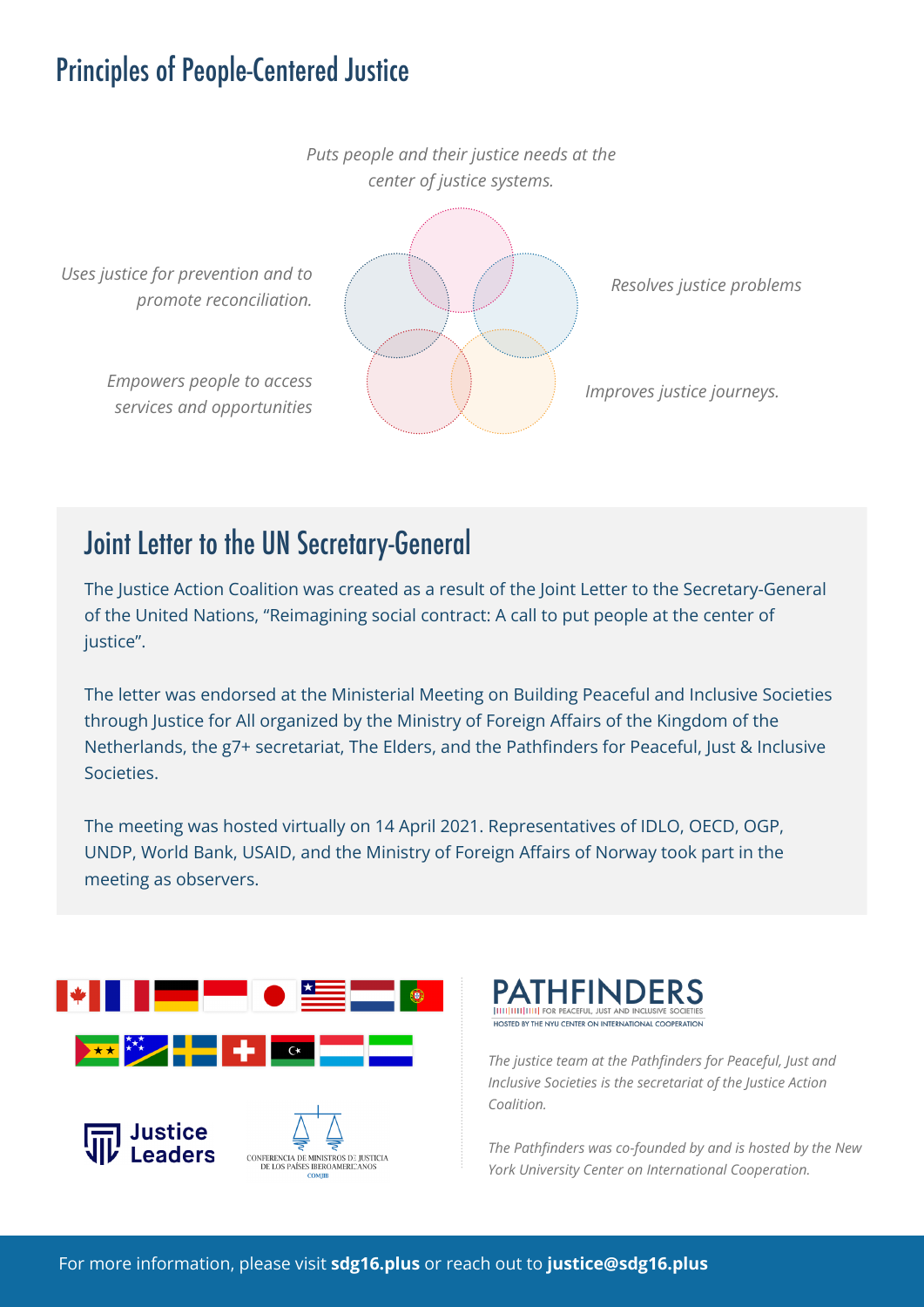# Principles of People-Centered Justice

*Puts people and their justice needs at the center of justice systems.*

*Uses justice for prevention and to promote reconciliation.*

*Resolves justice problems*

*Empowers people to access services and opportunities*

*Improves justice journeys.*

## Joint Letter to the UN Secretary-General

The Justice Action Coalition was created as a result of the Joint Letter to the Secretary-General of the United Nations, "Reimagining social contract: A call to put people at the center of justice".

The letter was endorsed at the Ministerial Meeting on Building Peaceful and Inclusive Societies through Justice for All organized by the Ministry of Foreign Affairs of the Kingdom of the Netherlands, the g7+ secretariat, The Elders, and the Pathfinders for Peaceful, Just & Inclusive Societies.

The meeting was hosted virtually on 14 April 2021. Representatives of IDLO, OECD, OGP, UNDP, World Bank, USAID, and the Ministry of Foreign Affairs of Norway took part in the meeting as observers.

Justice Leaders

CONFERENCIA DE MINISTROS DE JUSTICIA DE LOS PAÍSES IBEROAMERICANOS COMJIB

PATHFINDERS FOR PEACEFUL, JUST AND INCLUSIVE SOCIETIES
HOSTED BY THE NYU CENTER ON INTERNATIONAL COOPERATION

*The justice team at the Pathfinders for Peaceful, Just and Inclusive Societies is the secretariat of the Justice Action Coalition.*

*The Pathfinders was co-founded by and is hosted by the New York University Center on International Cooperation.*

For more information, please visit **sdg16.plus** or reach out to **justice@sdg16.plus**